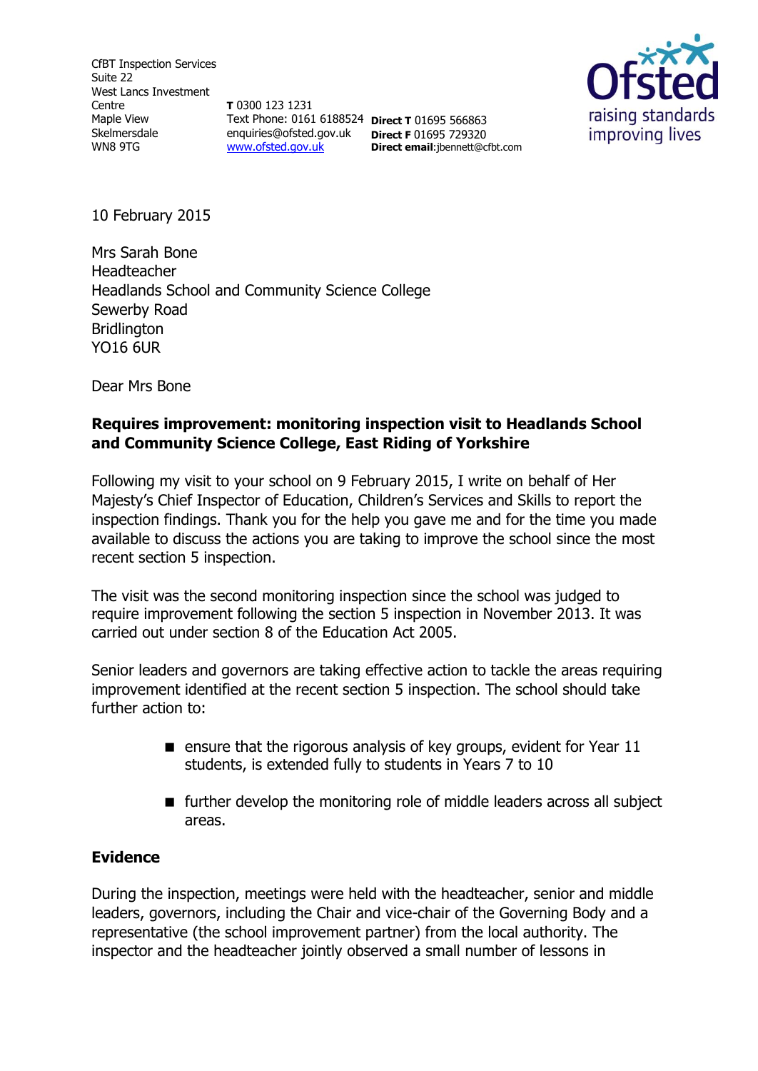CfBT Inspection Services
Suite 22
West Lancs Investment Centre
Maple View
Skelmersdale
WN8 9TG

**T** 0300 123 1231
Text Phone: 0161 6188524
enquiries@ofsted.gov.uk
www.ofsted.gov.uk

**Direct T** 01695 566863
**Direct F** 01695 729320
**Direct email**:jbennett@cfbt.com

Ofsted
raising standards
improving lives

10 February 2015

Mrs Sarah Bone
Headteacher
Headlands School and Community Science College
Sewerby Road
Bridlington
YO16 6UR

Dear Mrs Bone

**Requires improvement: monitoring inspection visit to Headlands School and Community Science College, East Riding of Yorkshire**

Following my visit to your school on 9 February 2015, I write on behalf of Her Majesty's Chief Inspector of Education, Children's Services and Skills to report the inspection findings. Thank you for the help you gave me and for the time you made available to discuss the actions you are taking to improve the school since the most recent section 5 inspection.

The visit was the second monitoring inspection since the school was judged to require improvement following the section 5 inspection in November 2013. It was carried out under section 8 of the Education Act 2005.

Senior leaders and governors are taking effective action to tackle the areas requiring improvement identified at the recent section 5 inspection. The school should take further action to:

- ensure that the rigorous analysis of key groups, evident for Year 11 students, is extended fully to students in Years 7 to 10
- further develop the monitoring role of middle leaders across all subject areas.

**Evidence**

During the inspection, meetings were held with the headteacher, senior and middle leaders, governors, including the Chair and vice-chair of the Governing Body and a representative (the school improvement partner) from the local authority. The inspector and the headteacher jointly observed a small number of lessons in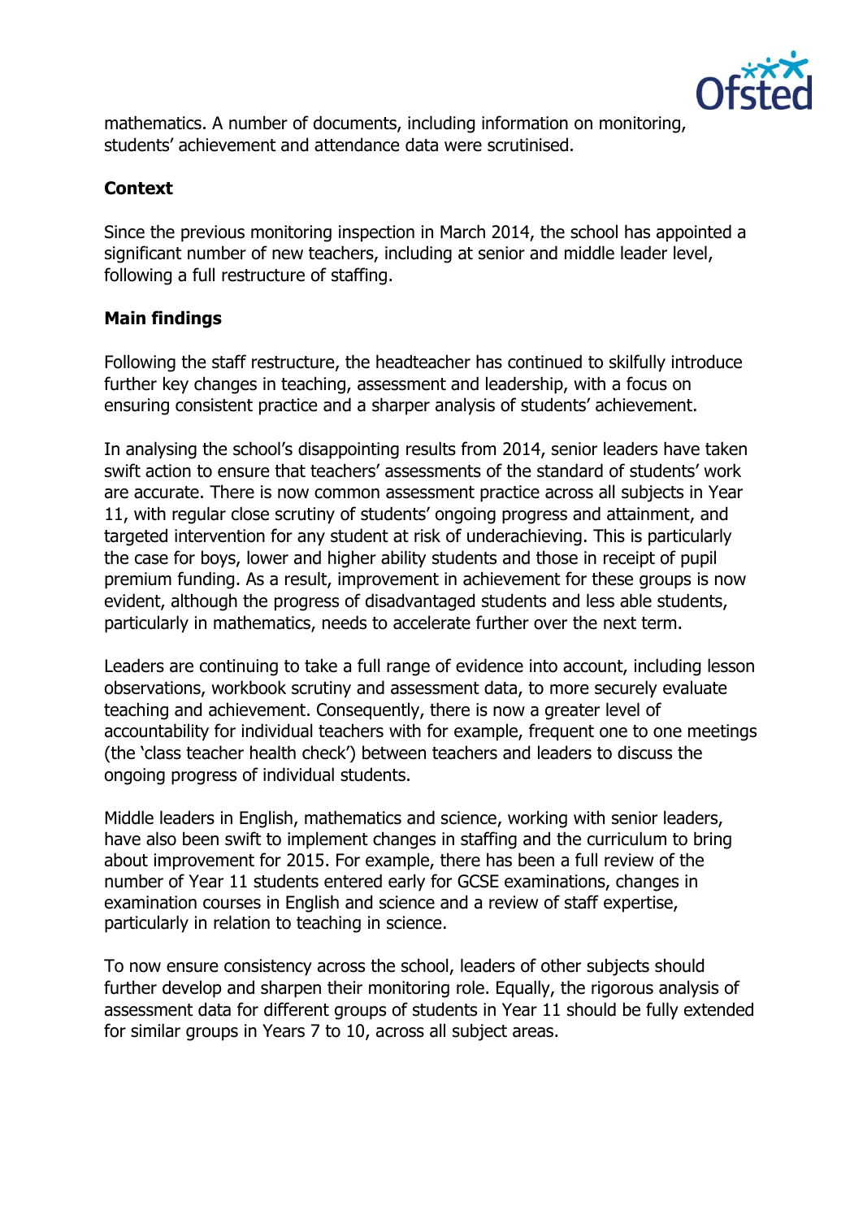mathematics. A number of documents, including information on monitoring, students' achievement and attendance data were scrutinised.

## Context

Since the previous monitoring inspection in March 2014, the school has appointed a significant number of new teachers, including at senior and middle leader level, following a full restructure of staffing.

## Main findings

Following the staff restructure, the headteacher has continued to skilfully introduce further key changes in teaching, assessment and leadership, with a focus on ensuring consistent practice and a sharper analysis of students' achievement.

In analysing the school's disappointing results from 2014, senior leaders have taken swift action to ensure that teachers' assessments of the standard of students' work are accurate. There is now common assessment practice across all subjects in Year 11, with regular close scrutiny of students' ongoing progress and attainment, and targeted intervention for any student at risk of underachieving. This is particularly the case for boys, lower and higher ability students and those in receipt of pupil premium funding. As a result, improvement in achievement for these groups is now evident, although the progress of disadvantaged students and less able students, particularly in mathematics, needs to accelerate further over the next term.

Leaders are continuing to take a full range of evidence into account, including lesson observations, workbook scrutiny and assessment data, to more securely evaluate teaching and achievement. Consequently, there is now a greater level of accountability for individual teachers with for example, frequent one to one meetings (the 'class teacher health check') between teachers and leaders to discuss the ongoing progress of individual students.

Middle leaders in English, mathematics and science, working with senior leaders, have also been swift to implement changes in staffing and the curriculum to bring about improvement for 2015. For example, there has been a full review of the number of Year 11 students entered early for GCSE examinations, changes in examination courses in English and science and a review of staff expertise, particularly in relation to teaching in science.

To now ensure consistency across the school, leaders of other subjects should further develop and sharpen their monitoring role. Equally, the rigorous analysis of assessment data for different groups of students in Year 11 should be fully extended for similar groups in Years 7 to 10, across all subject areas.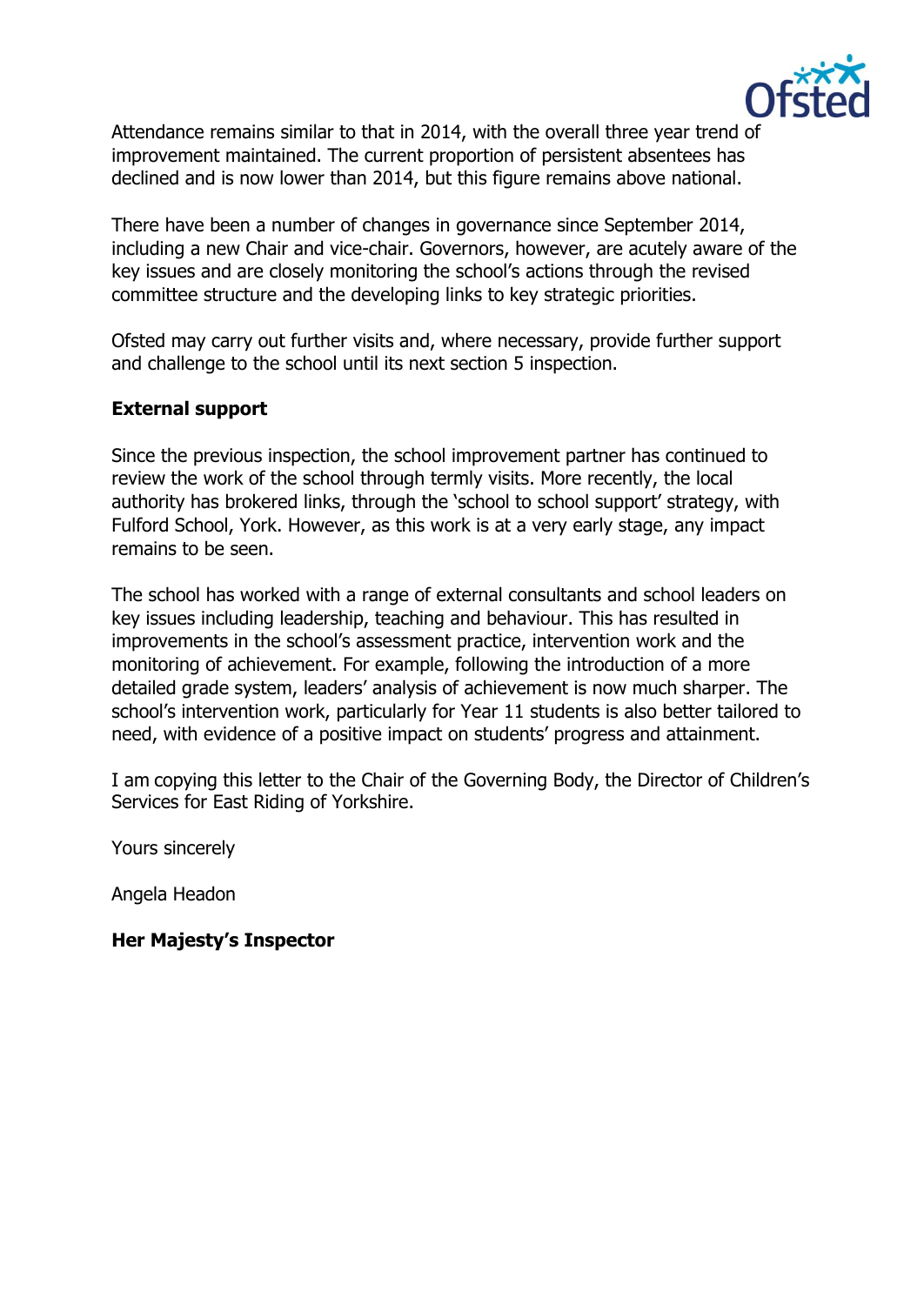Attendance remains similar to that in 2014, with the overall three year trend of improvement maintained. The current proportion of persistent absentees has declined and is now lower than 2014, but this figure remains above national.

There have been a number of changes in governance since September 2014, including a new Chair and vice-chair. Governors, however, are acutely aware of the key issues and are closely monitoring the school's actions through the revised committee structure and the developing links to key strategic priorities.

Ofsted may carry out further visits and, where necessary, provide further support and challenge to the school until its next section 5 inspection.

**External support**

Since the previous inspection, the school improvement partner has continued to review the work of the school through termly visits. More recently, the local authority has brokered links, through the 'school to school support' strategy, with Fulford School, York. However, as this work is at a very early stage, any impact remains to be seen.

The school has worked with a range of external consultants and school leaders on key issues including leadership, teaching and behaviour. This has resulted in improvements in the school's assessment practice, intervention work and the monitoring of achievement. For example, following the introduction of a more detailed grade system, leaders' analysis of achievement is now much sharper. The school's intervention work, particularly for Year 11 students is also better tailored to need, with evidence of a positive impact on students' progress and attainment.

I am copying this letter to the Chair of the Governing Body, the Director of Children's Services for East Riding of Yorkshire.

Yours sincerely

Angela Headon

**Her Majesty's Inspector**